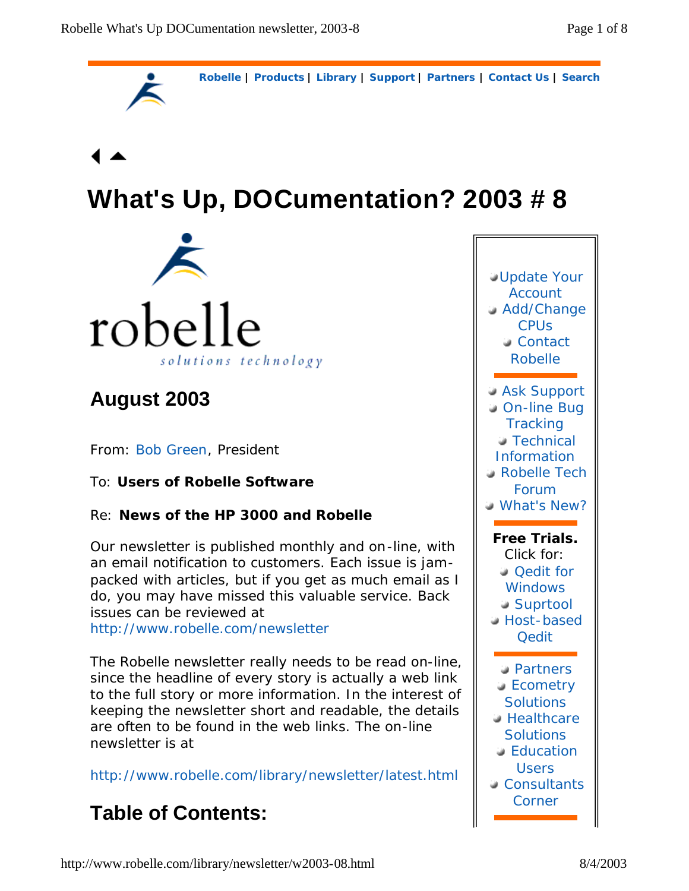Robelle | Products | Library | Support | Partners | Contact Us | Search

# What's Up, DOCumentation? 2003 # 8

robelle

*solutions technology*

## August 2003

From: Bob Green, President

To: **Users of Robelle Software**

Re: **News of the HP 3000 and Robelle**

Our newsletter is published monthly and on-line, with an email notification to customers. Each issue is jam-packed with articles, but if you get as much email as I do, you may have missed this valuable service. Back issues can be reviewed at http://www.robelle.com/newsletter

The Robelle newsletter really needs to be read on-line, since the headline of every story is actually a web link to the full story or more information. In the interest of keeping the newsletter short and readable, the details are often to be found in the web links. The on-line newsletter is at

http://www.robelle.com/library/newsletter/latest.html

## Table of Contents:

- Update Your Account
- Add/Change CPUs
- Contact Robelle

- Ask Support
- On-line Bug Tracking
- Technical Information
- Robelle Tech Forum
- What's New?

**Free Trials.** Click for:

- Qedit for Windows
- Suprtool
- Host-based Qedit

- Partners
- Ecometry Solutions
- Healthcare Solutions
- Education Users
- Consultants Corner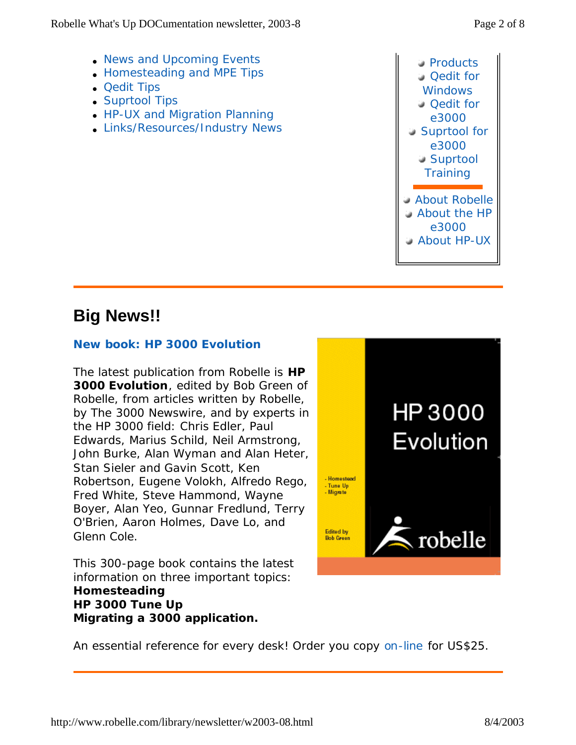- News and Upcoming Events
- Homesteading and MPE Tips
- Qedit Tips
- Suprtool Tips
- HP-UX and Migration Planning
- Links/Resources/Industry News

- Products
- Qedit for Windows
- Qedit for e3000
- Suprtool for e3000
- Suprtool Training

- About Robelle
- About the HP e3000
- About HP-UX

---

## Big News!!

### New book: HP 3000 Evolution

The latest publication from Robelle is **HP 3000 Evolution**, edited by Bob Green of Robelle, from articles written by Robelle, by The 3000 Newswire, and by experts in the HP 3000 field: Chris Edler, Paul Edwards, Marius Schild, Neil Armstrong, John Burke, Alan Wyman and Alan Heter, Stan Sieler and Gavin Scott, Ken Robertson, Eugene Volokh, Alfredo Rego, Fred White, Steve Hammond, Wayne Boyer, Alan Yeo, Gunnar Fredlund, Terry O'Brien, Aaron Holmes, Dave Lo, and Glenn Cole.

This 300-page book contains the latest information on three important topics:
**Homesteading**
**HP 3000 Tune Up**
**Migrating a 3000 application.**

An essential reference for every desk! Order you copy on-line for US$25.

---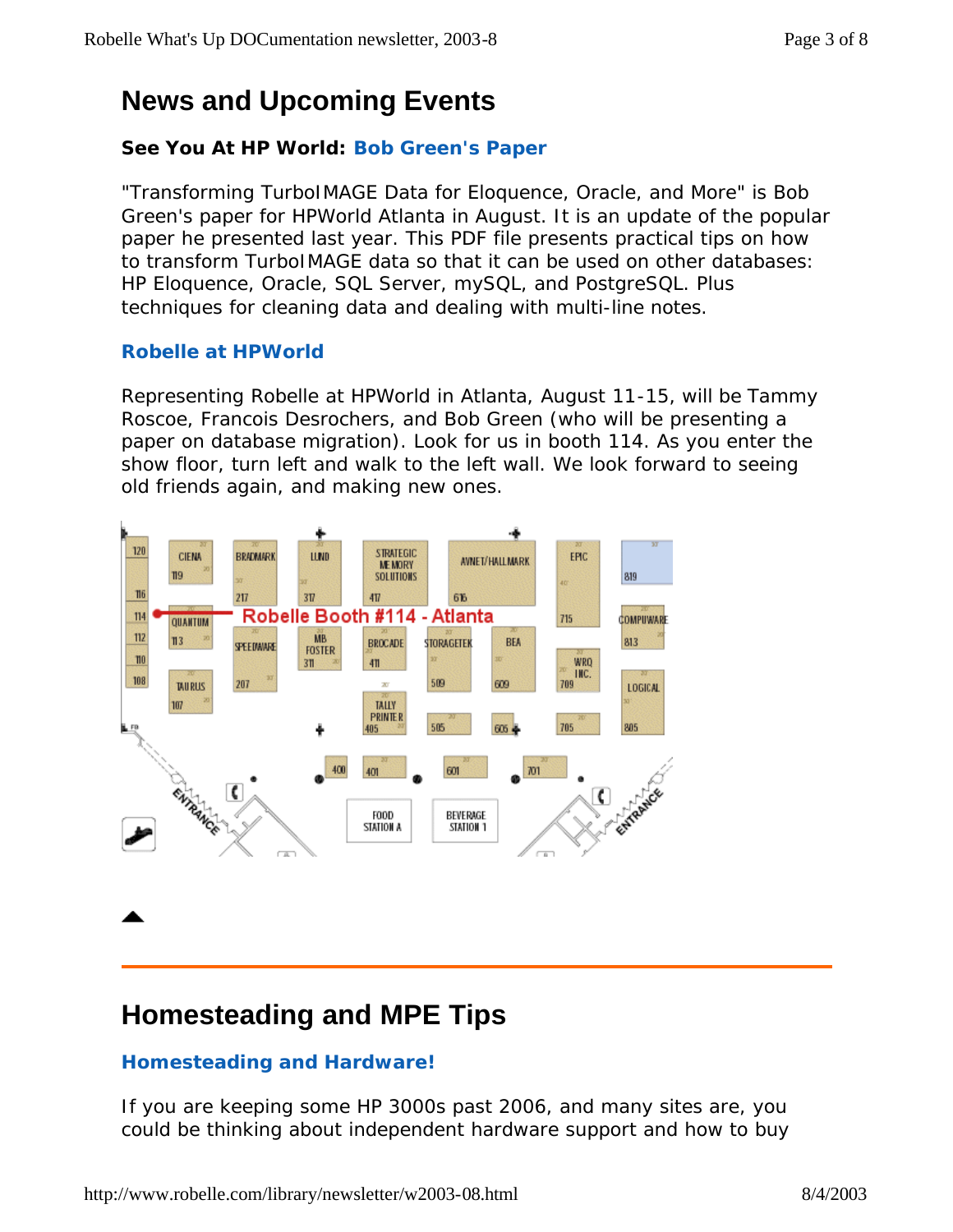# News and Upcoming Events

### See You At HP World: Bob Green's Paper

"Transforming TurboIMAGE Data for Eloquence, Oracle, and More" is Bob Green's paper for HPWorld Atlanta in August. It is an update of the popular paper he presented last year. This PDF file presents practical tips on how to transform TurboIMAGE data so that it can be used on other databases: HP Eloquence, Oracle, SQL Server, mySQL, and PostgreSQL. Plus techniques for cleaning data and dealing with multi-line notes.

### Robelle at HPWorld

Representing Robelle at HPWorld in Atlanta, August 11-15, will be Tammy Roscoe, Francois Desrochers, and Bob Green (who will be presenting a paper on database migration). Look for us in booth 114. As you enter the show floor, turn left and walk to the left wall. We look forward to seeing old friends again, and making new ones.

Robelle Booth #114 - Atlanta

---

# Homesteading and MPE Tips

### Homesteading and Hardware!

If you are keeping some HP 3000s past 2006, and many sites are, you could be thinking about independent hardware support and how to buy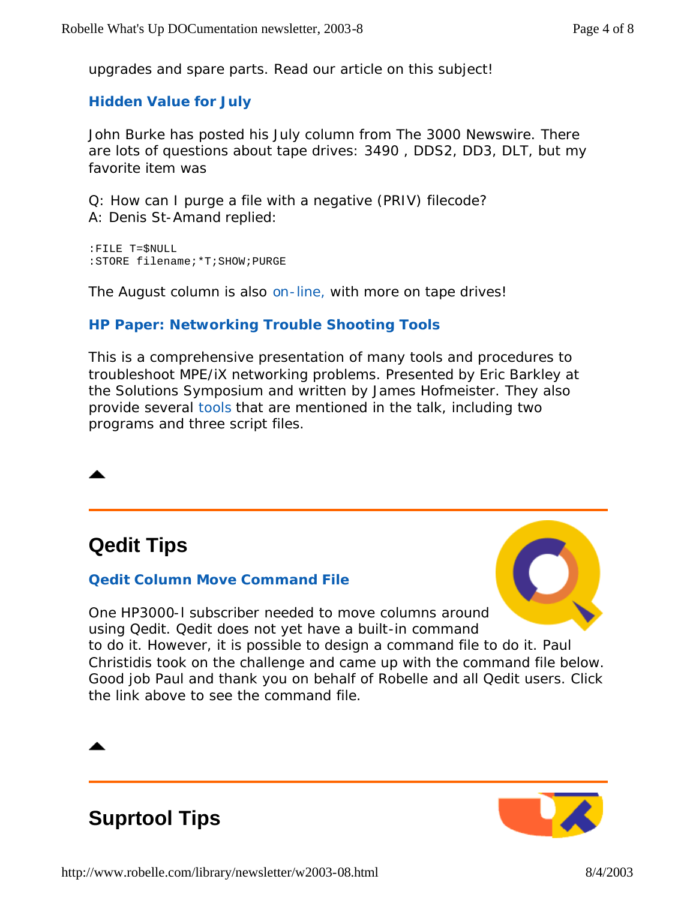upgrades and spare parts. Read our article on this subject!

### Hidden Value for July

John Burke has posted his July column from The 3000 Newswire. There are lots of questions about tape drives: 3490 , DDS2, DD3, DLT, but my favorite item was

Q: How can I purge a file with a negative (PRIV) filecode?
A: Denis St-Amand replied:

```
:FILE T=$NULL
:STORE filename;*T;SHOW;PURGE
```

The August column is also on-line, with more on tape drives!

### HP Paper: Networking Trouble Shooting Tools

This is a comprehensive presentation of many tools and procedures to troubleshoot MPE/iX networking problems. Presented by Eric Barkley at the Solutions Symposium and written by James Hofmeister. They also provide several tools that are mentioned in the talk, including two programs and three script files.

---

## Qedit Tips

### Qedit Column Move Command File

One HP3000-l subscriber needed to move columns around using Qedit. Qedit does not yet have a built-in command to do it. However, it is possible to design a command file to do it. Paul Christidis took on the challenge and came up with the command file below. Good job Paul and thank you on behalf of Robelle and all Qedit users. Click the link above to see the command file.

---

## Suprtool Tips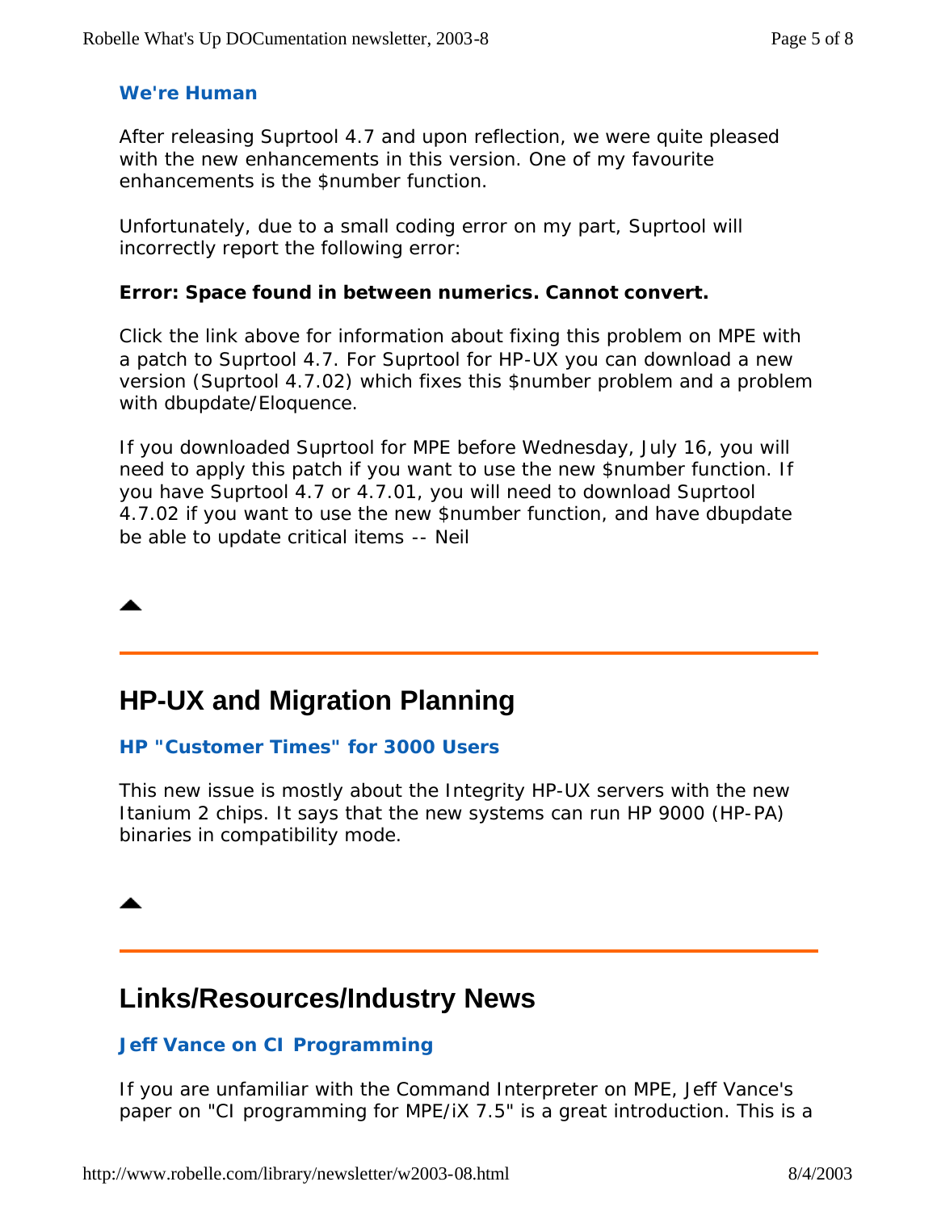### We're Human

After releasing Suprtool 4.7 and upon reflection, we were quite pleased with the new enhancements in this version. One of my favourite enhancements is the $number function.

Unfortunately, due to a small coding error on my part, Suprtool will incorrectly report the following error:

**Error: Space found in between numerics. Cannot convert.**

Click the link above for information about fixing this problem on MPE with a patch to Suprtool 4.7. For Suprtool for HP-UX you can download a new version (Suprtool 4.7.02) which fixes this $number problem and a problem with dbupdate/Eloquence.

If you downloaded Suprtool for MPE before Wednesday, July 16, you will need to apply this patch if you want to use the new $number function. If you have Suprtool 4.7 or 4.7.01, you will need to download Suprtool 4.7.02 if you want to use the new $number function, and have dbupdate be able to update critical items -- Neil

---

## HP-UX and Migration Planning

### HP "Customer Times" for 3000 Users

This new issue is mostly about the Integrity HP-UX servers with the new Itanium 2 chips. It says that the new systems can run HP 9000 (HP-PA) binaries in compatibility mode.

---

## Links/Resources/Industry News

### Jeff Vance on CI Programming

If you are unfamiliar with the Command Interpreter on MPE, Jeff Vance's paper on "CI programming for MPE/iX 7.5" is a great introduction. This is a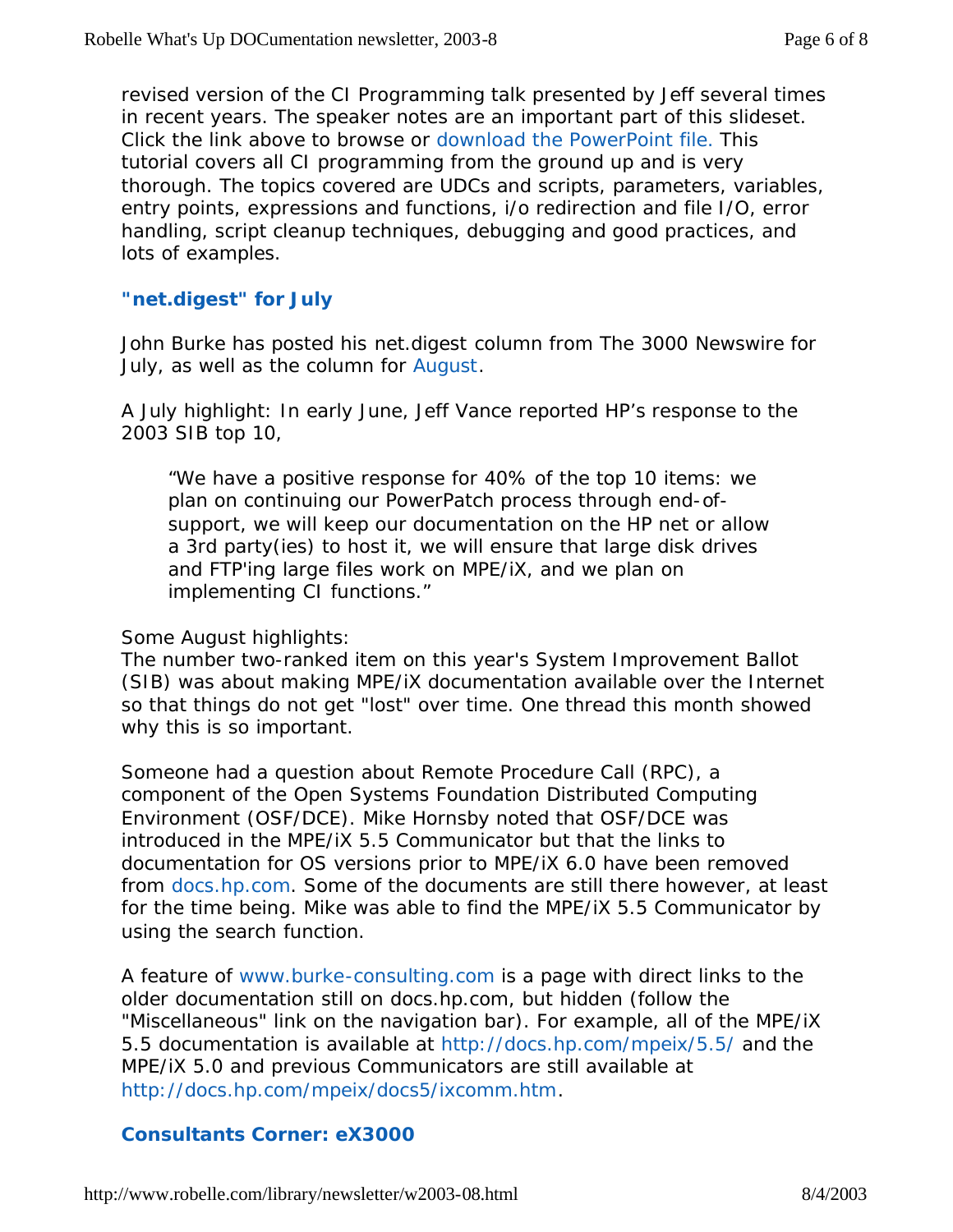revised version of the CI Programming talk presented by Jeff several times in recent years. The speaker notes are an important part of this slideset. Click the link above to browse or download the PowerPoint file. This tutorial covers all CI programming from the ground up and is very thorough. The topics covered are UDCs and scripts, parameters, variables, entry points, expressions and functions, i/o redirection and file I/O, error handling, script cleanup techniques, debugging and good practices, and lots of examples.

### "net.digest" for July

John Burke has posted his net.digest column from The 3000 Newswire for July, as well as the column for August.

A July highlight: In early June, Jeff Vance reported HP's response to the 2003 SIB top 10,

> "We have a positive response for 40% of the top 10 items: we plan on continuing our PowerPatch process through end-of-support, we will keep our documentation on the HP net or allow a 3rd party(ies) to host it, we will ensure that large disk drives and FTP'ing large files work on MPE/iX, and we plan on implementing CI functions."

Some August highlights:
The number two-ranked item on this year's System Improvement Ballot (SIB) was about making MPE/iX documentation available over the Internet so that things do not get "lost" over time. One thread this month showed why this is so important.

Someone had a question about Remote Procedure Call (RPC), a component of the Open Systems Foundation Distributed Computing Environment (OSF/DCE). Mike Hornsby noted that OSF/DCE was introduced in the MPE/iX 5.5 Communicator but that the links to documentation for OS versions prior to MPE/iX 6.0 have been removed from docs.hp.com. Some of the documents are still there however, at least for the time being. Mike was able to find the MPE/iX 5.5 Communicator by using the search function.

A feature of www.burke-consulting.com is a page with direct links to the older documentation still on docs.hp.com, but hidden (follow the "Miscellaneous" link on the navigation bar). For example, all of the MPE/iX 5.5 documentation is available at http://docs.hp.com/mpeix/5.5/ and the MPE/iX 5.0 and previous Communicators are still available at http://docs.hp.com/mpeix/docs5/ixcomm.htm.

### Consultants Corner: eX3000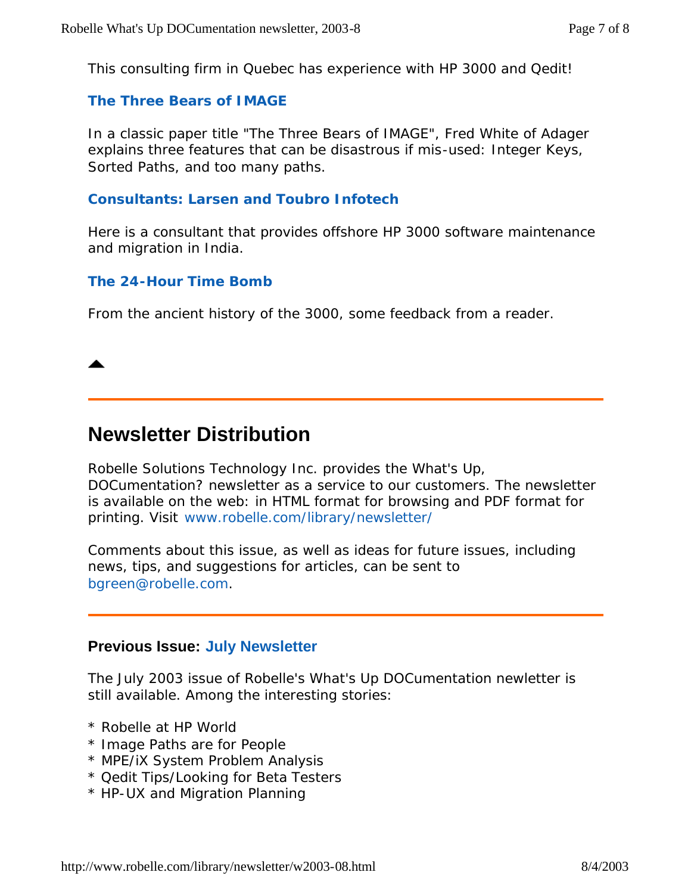This consulting firm in Quebec has experience with HP 3000 and Qedit!

### The Three Bears of IMAGE

In a classic paper title "The Three Bears of IMAGE", Fred White of Adager explains three features that can be disastrous if mis-used: Integer Keys, Sorted Paths, and too many paths.

### Consultants: Larsen and Toubro Infotech

Here is a consultant that provides offshore HP 3000 software maintenance and migration in India.

### The 24-Hour Time Bomb

From the ancient history of the 3000, some feedback from a reader.

---

## Newsletter Distribution

Robelle Solutions Technology Inc. provides the What's Up, DOCumentation? newsletter as a service to our customers. The newsletter is available on the web: in HTML format for browsing and PDF format for printing. Visit www.robelle.com/library/newsletter/

Comments about this issue, as well as ideas for future issues, including news, tips, and suggestions for articles, can be sent to bgreen@robelle.com.

---

### Previous Issue: July Newsletter

The July 2003 issue of Robelle's What's Up DOCumentation newletter is still available. Among the interesting stories:

* Robelle at HP World
* Image Paths are for People
* MPE/iX System Problem Analysis
* Qedit Tips/Looking for Beta Testers
* HP-UX and Migration Planning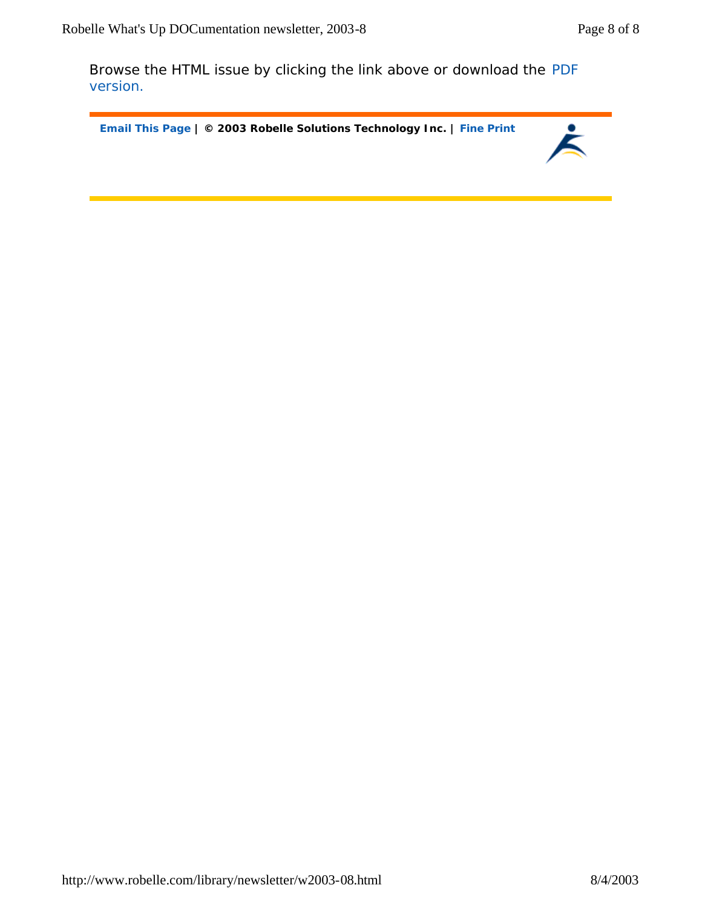Browse the HTML issue by clicking the link above or download the PDF version.

---

**Email This Page** | **© 2003 Robelle Solutions Technology Inc.** | **Fine Print**